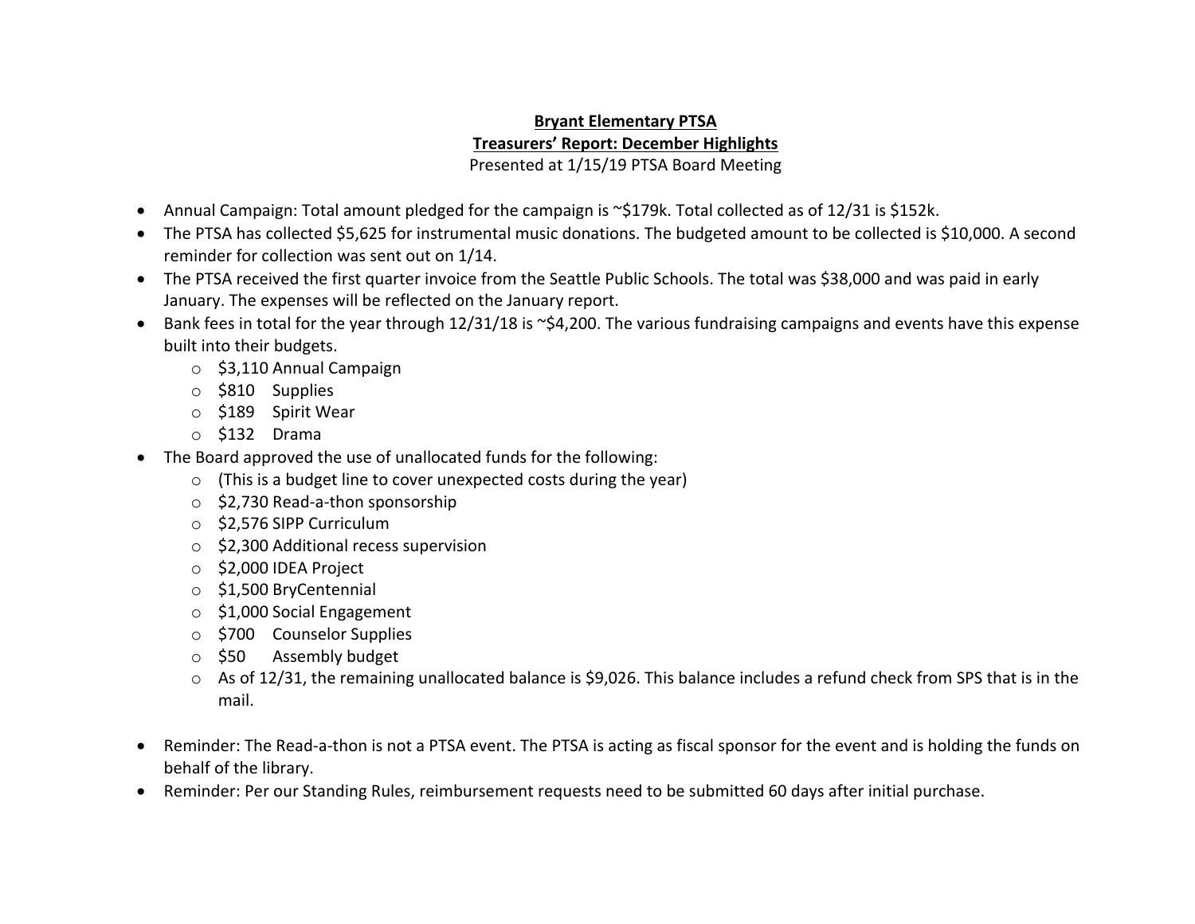**Bryant Elementary PTSA**

**Treasurers' Report: December Highlights**

Presented at 1/15/19 PTSA Board Meeting

- Annual Campaign: Total amount pledged for the campaign is ~$179k. Total collected as of 12/31 is $152k.
- The PTSA has collected $5,625 for instrumental music donations. The budgeted amount to be collected is $10,000. A second reminder for collection was sent out on 1/14.
- The PTSA received the first quarter invoice from the Seattle Public Schools. The total was $38,000 and was paid in early January. The expenses will be reflected on the January report.
- Bank fees in total for the year through 12/31/18 is ~$4,200. The various fundraising campaigns and events have this expense built into their budgets.
  - $3,110 Annual Campaign
  - $810 Supplies
  - $189 Spirit Wear
  - $132 Drama
- The Board approved the use of unallocated funds for the following:
  - (This is a budget line to cover unexpected costs during the year)
  - $2,730 Read-a-thon sponsorship
  - $2,576 SIPP Curriculum
  - $2,300 Additional recess supervision
  - $2,000 IDEA Project
  - $1,500 BryCentennial
  - $1,000 Social Engagement
  - $700 Counselor Supplies
  - $50 Assembly budget
  - As of 12/31, the remaining unallocated balance is $9,026. This balance includes a refund check from SPS that is in the mail.

- Reminder: The Read-a-thon is not a PTSA event. The PTSA is acting as fiscal sponsor for the event and is holding the funds on behalf of the library.
- Reminder: Per our Standing Rules, reimbursement requests need to be submitted 60 days after initial purchase.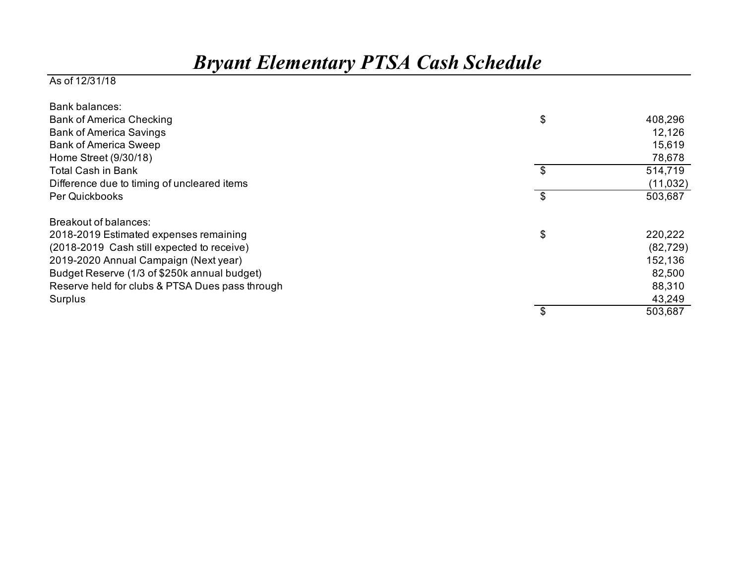# *Bryant Elementary PTSA Cash Schedule*

As of 12/31/18

| | | |
|---|---|---|
| Bank balances: | | |
| Bank of America Checking | $ | 408,296 |
| Bank of America Savings | | 12,126 |
| Bank of America Sweep | | 15,619 |
| Home Street (9/30/18) | | 78,678 |
| Total Cash in Bank | $ | 514,719 |
| Difference due to timing of uncleared items | | (11,032) |
| Per Quickbooks | $ | 503,687 |
| | | |
| Breakout of balances: | | |
| 2018-2019 Estimated expenses remaining | $ | 220,222 |
| (2018-2019 Cash still expected to receive) | | (82,729) |
| 2019-2020 Annual Campaign (Next year) | | 152,136 |
| Budget Reserve (1/3 of $250k annual budget) | | 82,500 |
| Reserve held for clubs & PTSA Dues pass through | | 88,310 |
| Surplus | | 43,249 |
| | $ | 503,687 |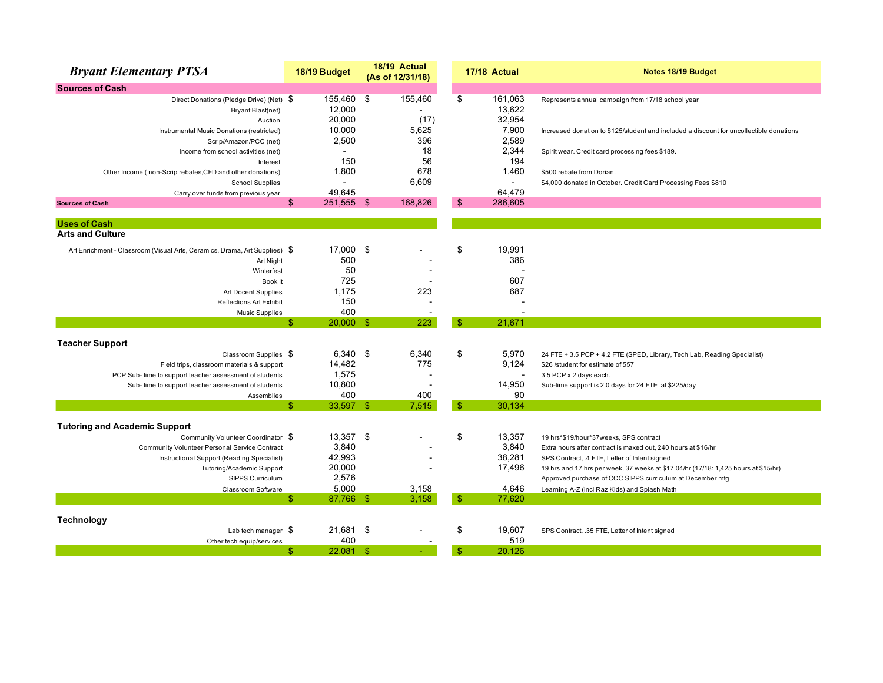# *Bryant Elementary PTSA*

| | 18/19 Budget | 18/19 Actual (As of 12/31/18) | 17/18 Actual | Notes 18/19 Budget |
|---|---|---|---|---|
| **Sources of Cash** | | | | |
| Direct Donations (Pledge Drive) (Net) | $ 155,460 | $ 155,460 | $ 161,063 | Represents annual campaign from 17/18 school year |
| Bryant Blast(net) | 12,000 | - | 13,622 | |
| Auction | 20,000 | (17) | 32,954 | |
| Instrumental Music Donations (restricted) | 10,000 | 5,625 | 7,900 | Increased donation to $125/student and included a discount for uncollectible donations |
| Scrip/Amazon/PCC (net) | 2,500 | 396 | 2,589 | |
| Income from school activities (net) | - | 18 | 2,344 | Spirit wear. Credit card processing fees $189. |
| Interest | 150 | 56 | 194 | |
| Other Income ( non-Scrip rebates,CFD and other donations) | 1,800 | 678 | 1,460 | $500 rebate from Dorian. |
| School Supplies | - | 6,609 | - | $4,000 donated in October. Credit Card Processing Fees $810 |
| Carry over funds from previous year | 49,645 | | 64,479 | |
| **Sources of Cash** | $ 251,555 | $ 168,826 | $ 286,605 | |
| **Uses of Cash** | | | | |
| **Arts and Culture** | | | | |
| Art Enrichment - Classroom (Visual Arts, Ceramics, Drama, Art Supplies) | $ 17,000 | $ - | $ 19,991 | |
| Art Night | 500 | - | 386 | |
| Winterfest | 50 | - | - | |
| Book It | 725 | - | 607 | |
| Art Docent Supplies | 1,175 | 223 | 687 | |
| Reflections Art Exhibit | 150 | - | - | |
| Music Supplies | 400 | - | - | |
| | $ 20,000 | $ 223 | $ 21,671 | |
| **Teacher Support** | | | | |
| Classroom Supplies | $ 6,340 | $ 6,340 | $ 5,970 | 24 FTE + 3.5 PCP + 4.2 FTE (SPED, Library, Tech Lab, Reading Specialist) |
| Field trips, classroom materials & support | 14,482 | 775 | 9,124 | $26 /student for estimate of 557 |
| PCP Sub- time to support teacher assessment of students | 1,575 | - | - | 3.5 PCP x 2 days each. |
| Sub- time to support teacher assessment of students | 10,800 | - | 14,950 | Sub-time support is 2.0 days for 24 FTE at $225/day |
| Assemblies | 400 | 400 | 90 | |
| | $ 33,597 | $ 7,515 | $ 30,134 | |
| **Tutoring and Academic Support** | | | | |
| Community Volunteer Coordinator | $ 13,357 | $ - | $ 13,357 | 19 hrs*$19/hour*37weeks, SPS contract |
| Community Volunteer Personal Service Contract | 3,840 | - | 3,840 | Extra hours after contract is maxed out, 240 hours at $16/hr |
| Instructional Support (Reading Specialist) | 42,993 | - | 38,281 | SPS Contract, .4 FTE, Letter of Intent signed |
| Tutoring/Academic Support | 20,000 | - | 17,496 | 19 hrs and 17 hrs per week, 37 weeks at $17.04/hr (17/18: 1,425 hours at $15/hr) |
| SIPPS Curriculum | 2,576 | | | Approved purchase of CCC SIPPS curriculum at December mtg |
| Classroom Software | 5,000 | 3,158 | 4,646 | Learning A-Z (incl Raz Kids) and Splash Math |
| | $ 87,766 | $ 3,158 | $ 77,620 | |
| **Technology** | | | | |
| Lab tech manager | $ 21,681 | $ - | $ 19,607 | SPS Contract, .35 FTE, Letter of Intent signed |
| Other tech equip/services | 400 | - | 519 | |
| | $ 22,081 | $ - | $ 20,126 | |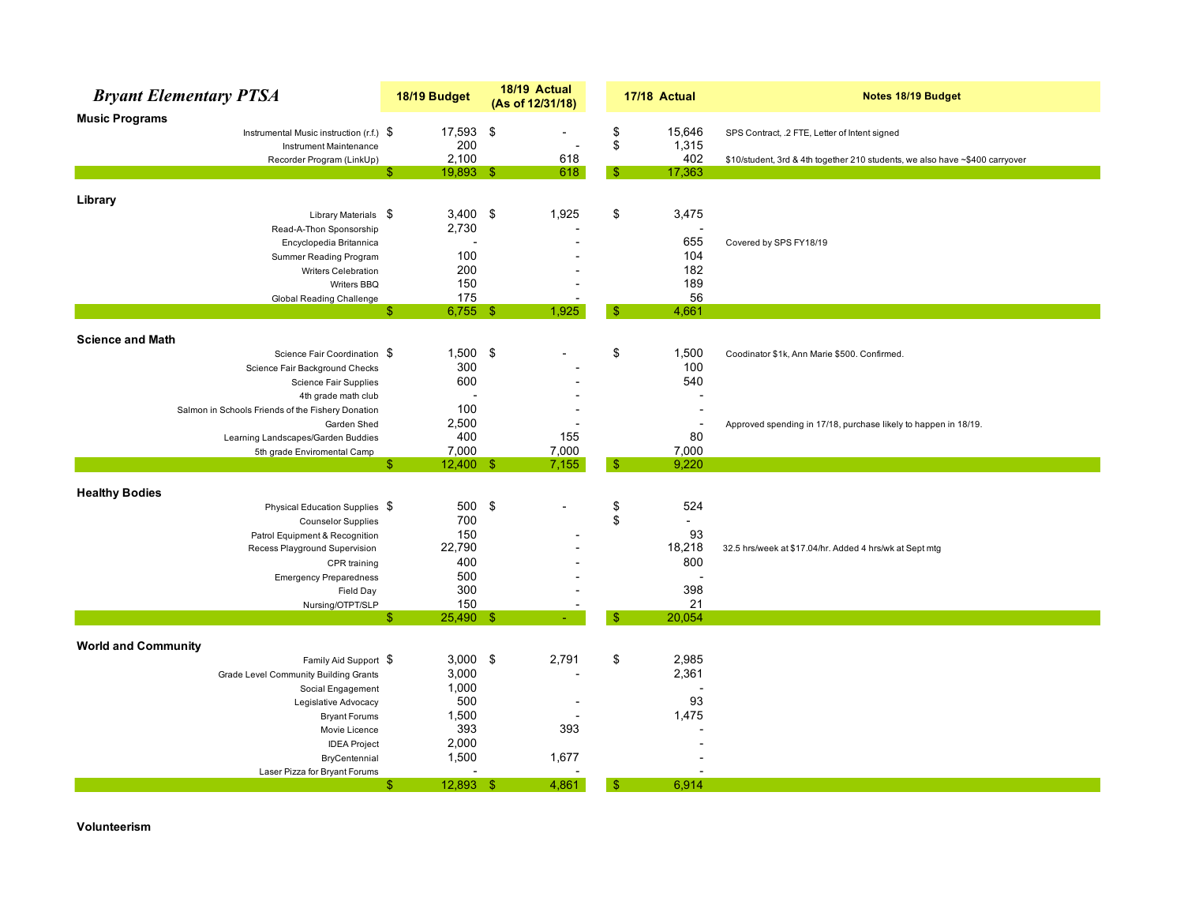| *Bryant Elementary PTSA* | 18/19 Budget | 18/19 Actual (As of 12/31/18) | 17/18 Actual | Notes 18/19 Budget |
|---|---|---|---|---|
| **Music Programs** | | | | |
| Instrumental Music instruction (r.f.) | $ 17,593 | $ - | $ 15,646 | SPS Contract, .2 FTE, Letter of Intent signed |
| Instrument Maintenance | 200 | - | $ 1,315 | |
| Recorder Program (LinkUp) | 2,100 | 618 | 402 | $10/student, 3rd & 4th together 210 students, we also have ~$400 carryover |
| | $ 19,893 | $ 618 | $ 17,363 | |
| **Library** | | | | |
| Library Materials | $ 3,400 | $ 1,925 | $ 3,475 | |
| Read-A-Thon Sponsorship | 2,730 | - | - | |
| Encyclopedia Britannica | - | - | 655 | Covered by SPS FY18/19 |
| Summer Reading Program | 100 | - | 104 | |
| Writers Celebration | 200 | - | 182 | |
| Writers BBQ | 150 | - | 189 | |
| Global Reading Challenge | 175 | - | 56 | |
| | $ 6,755 | $ 1,925 | $ 4,661 | |
| **Science and Math** | | | | |
| Science Fair Coordination | $ 1,500 | $ - | $ 1,500 | Coodinator $1k, Ann Marie $500. Confirmed. |
| Science Fair Background Checks | 300 | - | 100 | |
| Science Fair Supplies | 600 | - | 540 | |
| 4th grade math club | - | - | - | |
| Salmon in Schools Friends of the Fishery Donation | 100 | - | - | |
| Garden Shed | 2,500 | - | - | Approved spending in 17/18, purchase likely to happen in 18/19. |
| Learning Landscapes/Garden Buddies | 400 | 155 | 80 | |
| 5th grade Enviromental Camp | 7,000 | 7,000 | 7,000 | |
| | $ 12,400 | $ 7,155 | $ 9,220 | |
| **Healthy Bodies** | | | | |
| Physical Education Supplies | $ 500 | $ - | $ 524 | |
| Counselor Supplies | 700 | | $ - | |
| Patrol Equipment & Recognition | 150 | - | 93 | |
| Recess Playground Supervision | 22,790 | - | 18,218 | 32.5 hrs/week at $17.04/hr. Added 4 hrs/wk at Sept mtg |
| CPR training | 400 | - | 800 | |
| Emergency Preparedness | 500 | - | - | |
| Field Day | 300 | - | 398 | |
| Nursing/OTPT/SLP | 150 | - | 21 | |
| | $ 25,490 | $ - | $ 20,054 | |
| **World and Community** | | | | |
| Family Aid Support | $ 3,000 | $ 2,791 | $ 2,985 | |
| Grade Level Community Building Grants | 3,000 | - | 2,361 | |
| Social Engagement | 1,000 | | - | |
| Legislative Advocacy | 500 | - | 93 | |
| Bryant Forums | 1,500 | - | 1,475 | |
| Movie Licence | 393 | 393 | - | |
| IDEA Project | 2,000 | | - | |
| BryCentennial | 1,500 | 1,677 | - | |
| Laser Pizza for Bryant Forums | - | - | - | |
| | $ 12,893 | $ 4,861 | $ 6,914 | |
| **Volunteerism** | | | | |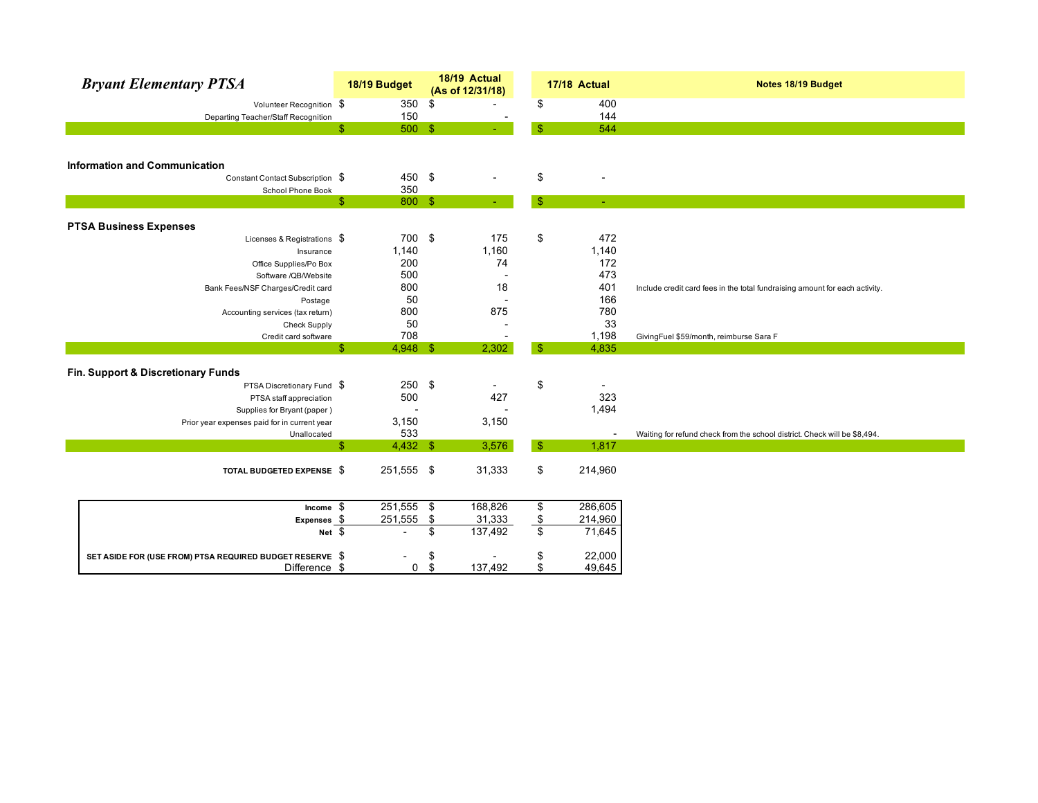# *Bryant Elementary PTSA*

| | 18/19 Budget | 18/19 Actual (As of 12/31/18) | 17/18 Actual | Notes 18/19 Budget |
|---|---|---|---|---|
| Volunteer Recognition | $ 350 | $ - | $ 400 | |
| Departing Teacher/Staff Recognition | 150 | - | 144 | |
| | $ 500 | $ - | $ 544 | |
| **Information and Communication** | | | | |
| Constant Contact Subscription | $ 450 | $ - | $ - | |
| School Phone Book | 350 | | | |
| | $ 800 | $ - | $ - | |
| **PTSA Business Expenses** | | | | |
| Licenses & Registrations | $ 700 | $ 175 | $ 472 | |
| Insurance | 1,140 | 1,160 | 1,140 | |
| Office Supplies/Po Box | 200 | 74 | 172 | |
| Software /QB/Website | 500 | - | 473 | |
| Bank Fees/NSF Charges/Credit card | 800 | 18 | 401 | Include credit card fees in the total fundraising amount for each activity. |
| Postage | 50 | - | 166 | |
| Accounting services (tax return) | 800 | 875 | 780 | |
| Check Supply | 50 | - | 33 | |
| Credit card software | 708 | - | 1,198 | GivingFuel $59/month, reimburse Sara F |
| | $ 4,948 | $ 2,302 | $ 4,835 | |
| **Fin. Support & Discretionary Funds** | | | | |
| PTSA Discretionary Fund | $ 250 | $ - | $ - | |
| PTSA staff appreciation | 500 | 427 | 323 | |
| Supplies for Bryant (paper ) | - | - | 1,494 | |
| Prior year expenses paid for in current year | 3,150 | 3,150 | | |
| Unallocated | 533 | | - | Waiting for refund check from the school district. Check will be $8,494. |
| | $ 4,432 | $ 3,576 | $ 1,817 | |
| **TOTAL BUDGETED EXPENSE** | $ 251,555 | $ 31,333 | $ 214,960 | |

| | 18/19 Budget | 18/19 Actual (As of 12/31/18) | 17/18 Actual |
|---|---|---|---|
| **Income** | $ 251,555 | $ 168,826 | $ 286,605 |
| **Expenses** | $ 251,555 | $ 31,333 | $ 214,960 |
| **Net** | $ - | $ 137,492 | $ 71,645 |
| **SET ASIDE FOR (USE FROM) PTSA REQUIRED BUDGET RESERVE** | $ - | $ - | $ 22,000 |
| Difference | $ 0 | $ 137,492 | $ 49,645 |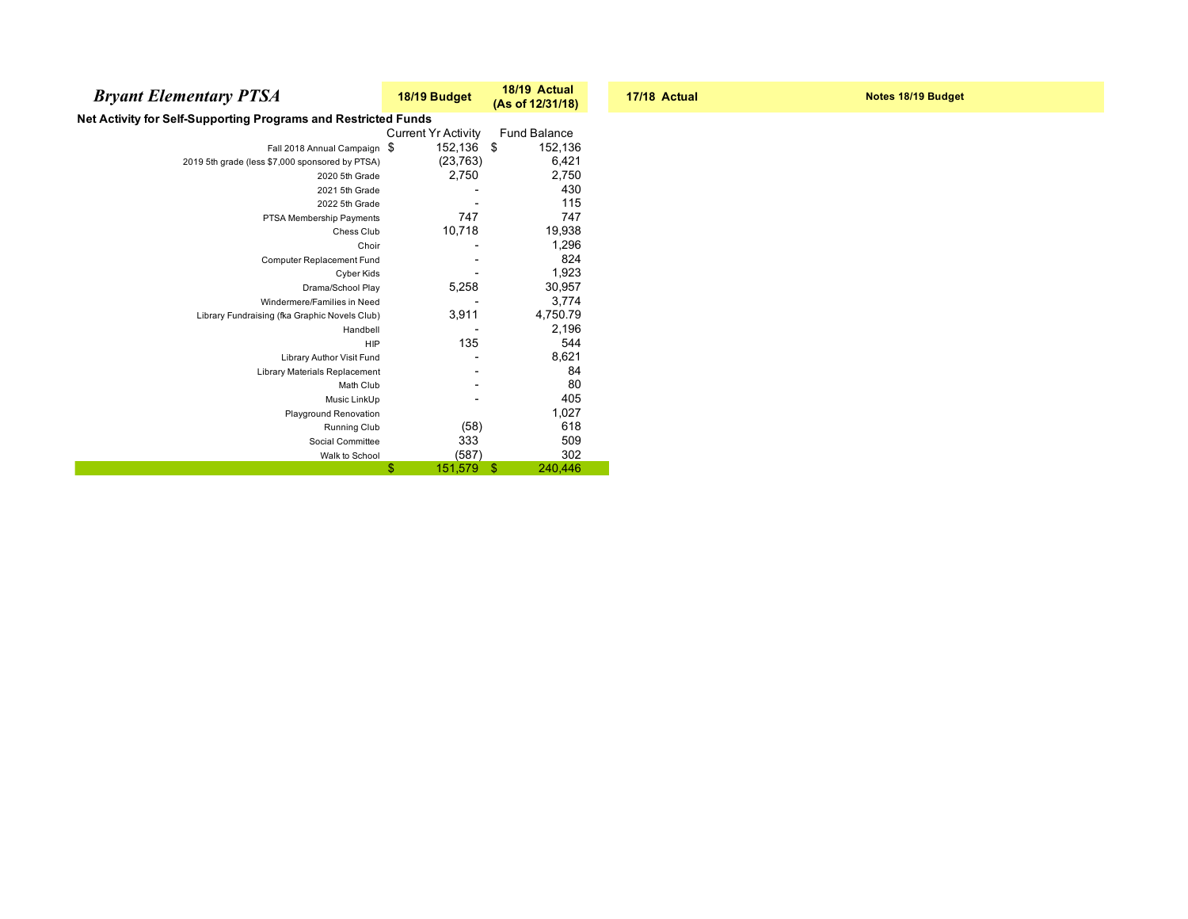# *Bryant Elementary PTSA*

| | 18/19 Budget | 18/19 Actual (As of 12/31/18) | 17/18 Actual | Notes 18/19 Budget |
|---|---|---|---|---|

**Net Activity for Self-Supporting Programs and Restricted Funds**

| | Current Yr Activity | Fund Balance |
|---|---|---|
| Fall 2018 Annual Campaign | $ 152,136 | $ 152,136 |
| 2019 5th grade (less $7,000 sponsored by PTSA) | (23,763) | 6,421 |
| 2020 5th Grade | 2,750 | 2,750 |
| 2021 5th Grade | - | 430 |
| 2022 5th Grade | - | 115 |
| PTSA Membership Payments | 747 | 747 |
| Chess Club | 10,718 | 19,938 |
| Choir | - | 1,296 |
| Computer Replacement Fund | - | 824 |
| Cyber Kids | - | 1,923 |
| Drama/School Play | 5,258 | 30,957 |
| Windermere/Families in Need | - | 3,774 |
| Library Fundraising (fka Graphic Novels Club) | 3,911 | 4,750.79 |
| Handbell | - | 2,196 |
| HIP | 135 | 544 |
| Library Author Visit Fund | - | 8,621 |
| Library Materials Replacement | - | 84 |
| Math Club | - | 80 |
| Music LinkUp | - | 405 |
| Playground Renovation | | 1,027 |
| Running Club | (58) | 618 |
| Social Committee | 333 | 509 |
| Walk to School | (587) | 302 |
| | $ 151,579 | $ 240,446 |